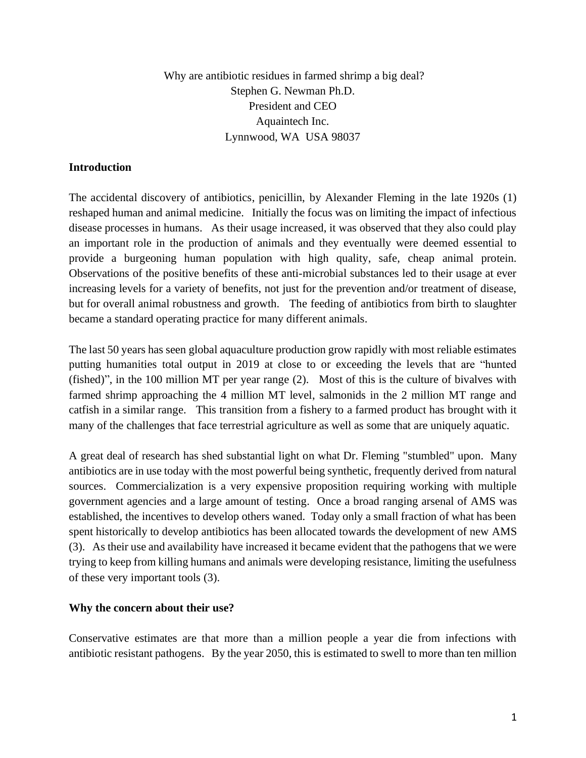# Why are antibiotic residues in farmed shrimp a big deal?

Stephen G. Newman Ph.D.
President and CEO
Aquaintech Inc.
Lynnwood, WA USA 98037

## Introduction

The accidental discovery of antibiotics, penicillin, by Alexander Fleming in the late 1920s (1) reshaped human and animal medicine. Initially the focus was on limiting the impact of infectious disease processes in humans. As their usage increased, it was observed that they also could play an important role in the production of animals and they eventually were deemed essential to provide a burgeoning human population with high quality, safe, cheap animal protein. Observations of the positive benefits of these anti-microbial substances led to their usage at ever increasing levels for a variety of benefits, not just for the prevention and/or treatment of disease, but for overall animal robustness and growth. The feeding of antibiotics from birth to slaughter became a standard operating practice for many different animals.

The last 50 years has seen global aquaculture production grow rapidly with most reliable estimates putting humanities total output in 2019 at close to or exceeding the levels that are "hunted (fished)", in the 100 million MT per year range (2). Most of this is the culture of bivalves with farmed shrimp approaching the 4 million MT level, salmonids in the 2 million MT range and catfish in a similar range. This transition from a fishery to a farmed product has brought with it many of the challenges that face terrestrial agriculture as well as some that are uniquely aquatic.

A great deal of research has shed substantial light on what Dr. Fleming "stumbled" upon. Many antibiotics are in use today with the most powerful being synthetic, frequently derived from natural sources. Commercialization is a very expensive proposition requiring working with multiple government agencies and a large amount of testing. Once a broad ranging arsenal of AMS was established, the incentives to develop others waned. Today only a small fraction of what has been spent historically to develop antibiotics has been allocated towards the development of new AMS (3). As their use and availability have increased it became evident that the pathogens that we were trying to keep from killing humans and animals were developing resistance, limiting the usefulness of these very important tools (3).

## Why the concern about their use?

Conservative estimates are that more than a million people a year die from infections with antibiotic resistant pathogens. By the year 2050, this is estimated to swell to more than ten million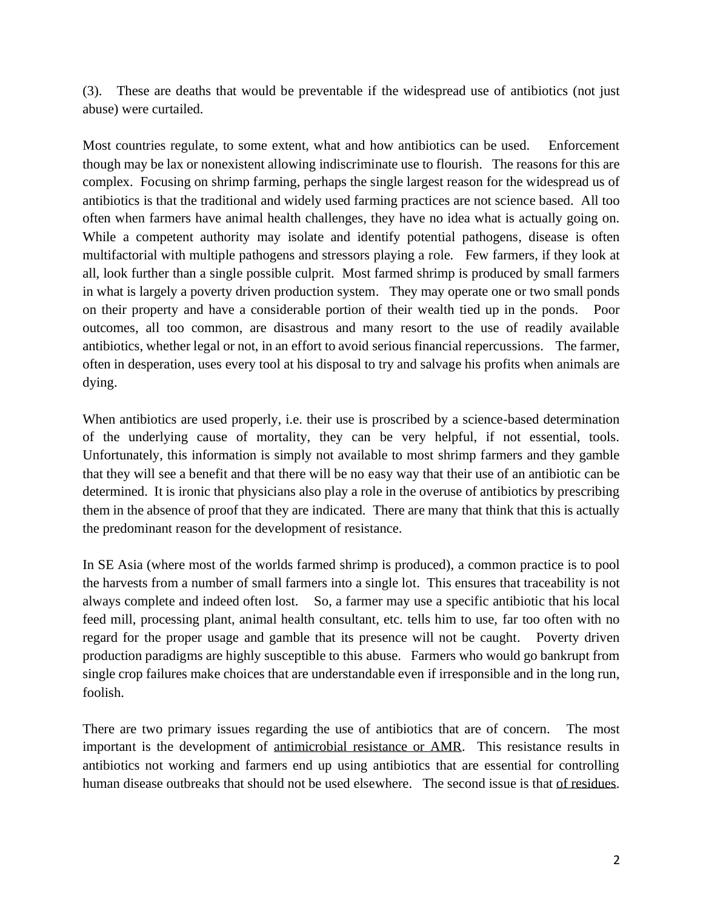(3). These are deaths that would be preventable if the widespread use of antibiotics (not just abuse) were curtailed.

Most countries regulate, to some extent, what and how antibiotics can be used. Enforcement though may be lax or nonexistent allowing indiscriminate use to flourish. The reasons for this are complex. Focusing on shrimp farming, perhaps the single largest reason for the widespread us of antibiotics is that the traditional and widely used farming practices are not science based. All too often when farmers have animal health challenges, they have no idea what is actually going on. While a competent authority may isolate and identify potential pathogens, disease is often multifactorial with multiple pathogens and stressors playing a role. Few farmers, if they look at all, look further than a single possible culprit. Most farmed shrimp is produced by small farmers in what is largely a poverty driven production system. They may operate one or two small ponds on their property and have a considerable portion of their wealth tied up in the ponds. Poor outcomes, all too common, are disastrous and many resort to the use of readily available antibiotics, whether legal or not, in an effort to avoid serious financial repercussions. The farmer, often in desperation, uses every tool at his disposal to try and salvage his profits when animals are dying.

When antibiotics are used properly, i.e. their use is proscribed by a science-based determination of the underlying cause of mortality, they can be very helpful, if not essential, tools. Unfortunately, this information is simply not available to most shrimp farmers and they gamble that they will see a benefit and that there will be no easy way that their use of an antibiotic can be determined. It is ironic that physicians also play a role in the overuse of antibiotics by prescribing them in the absence of proof that they are indicated. There are many that think that this is actually the predominant reason for the development of resistance.

In SE Asia (where most of the worlds farmed shrimp is produced), a common practice is to pool the harvests from a number of small farmers into a single lot. This ensures that traceability is not always complete and indeed often lost. So, a farmer may use a specific antibiotic that his local feed mill, processing plant, animal health consultant, etc. tells him to use, far too often with no regard for the proper usage and gamble that its presence will not be caught. Poverty driven production paradigms are highly susceptible to this abuse. Farmers who would go bankrupt from single crop failures make choices that are understandable even if irresponsible and in the long run, foolish.

There are two primary issues regarding the use of antibiotics that are of concern. The most important is the development of <u>antimicrobial resistance or AMR</u>. This resistance results in antibiotics not working and farmers end up using antibiotics that are essential for controlling human disease outbreaks that should not be used elsewhere. The second issue is that <u>of residues</u>.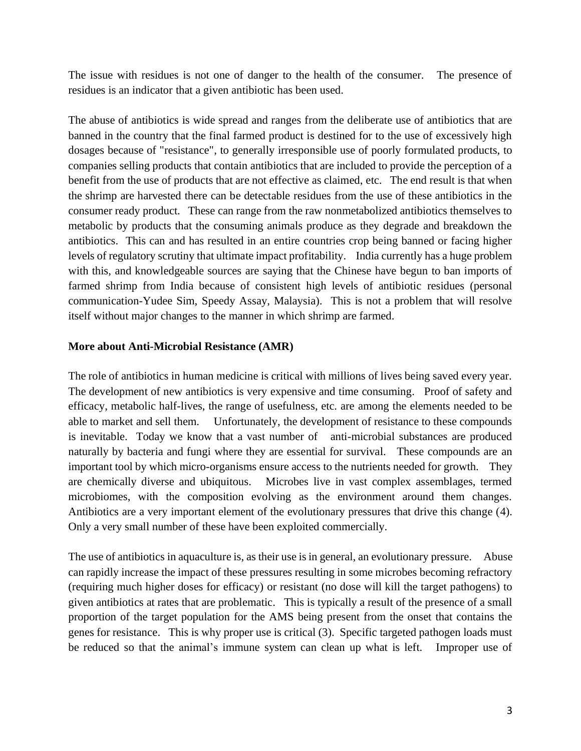The issue with residues is not one of danger to the health of the consumer. The presence of residues is an indicator that a given antibiotic has been used.

The abuse of antibiotics is wide spread and ranges from the deliberate use of antibiotics that are banned in the country that the final farmed product is destined for to the use of excessively high dosages because of "resistance", to generally irresponsible use of poorly formulated products, to companies selling products that contain antibiotics that are included to provide the perception of a benefit from the use of products that are not effective as claimed, etc. The end result is that when the shrimp are harvested there can be detectable residues from the use of these antibiotics in the consumer ready product. These can range from the raw nonmetabolized antibiotics themselves to metabolic by products that the consuming animals produce as they degrade and breakdown the antibiotics. This can and has resulted in an entire countries crop being banned or facing higher levels of regulatory scrutiny that ultimate impact profitability. India currently has a huge problem with this, and knowledgeable sources are saying that the Chinese have begun to ban imports of farmed shrimp from India because of consistent high levels of antibiotic residues (personal communication-Yudee Sim, Speedy Assay, Malaysia). This is not a problem that will resolve itself without major changes to the manner in which shrimp are farmed.

**More about Anti-Microbial Resistance (AMR)**

The role of antibiotics in human medicine is critical with millions of lives being saved every year. The development of new antibiotics is very expensive and time consuming. Proof of safety and efficacy, metabolic half-lives, the range of usefulness, etc. are among the elements needed to be able to market and sell them. Unfortunately, the development of resistance to these compounds is inevitable. Today we know that a vast number of anti-microbial substances are produced naturally by bacteria and fungi where they are essential for survival. These compounds are an important tool by which micro-organisms ensure access to the nutrients needed for growth. They are chemically diverse and ubiquitous. Microbes live in vast complex assemblages, termed microbiomes, with the composition evolving as the environment around them changes. Antibiotics are a very important element of the evolutionary pressures that drive this change (4). Only a very small number of these have been exploited commercially.

The use of antibiotics in aquaculture is, as their use is in general, an evolutionary pressure. Abuse can rapidly increase the impact of these pressures resulting in some microbes becoming refractory (requiring much higher doses for efficacy) or resistant (no dose will kill the target pathogens) to given antibiotics at rates that are problematic. This is typically a result of the presence of a small proportion of the target population for the AMS being present from the onset that contains the genes for resistance. This is why proper use is critical (3). Specific targeted pathogen loads must be reduced so that the animal's immune system can clean up what is left. Improper use of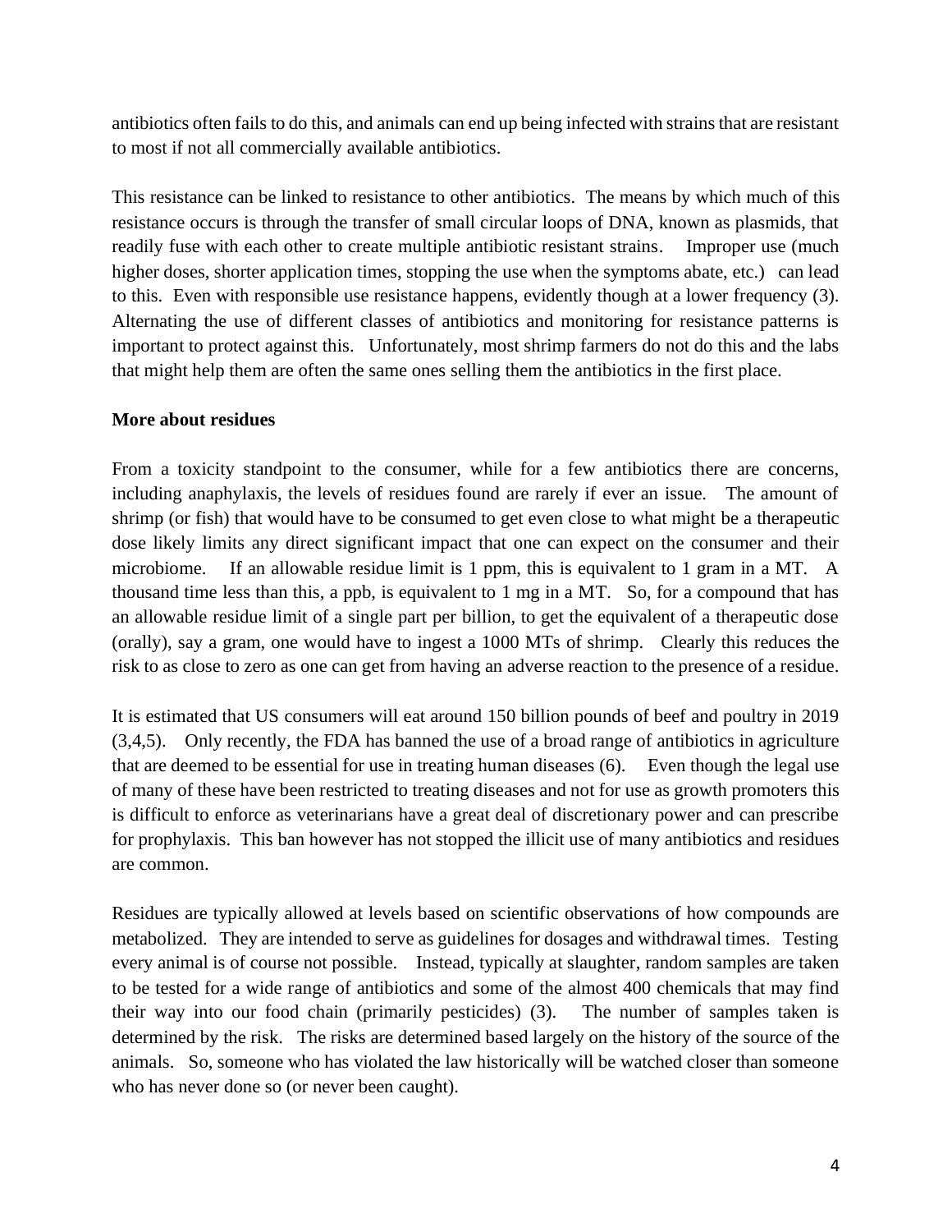antibiotics often fails to do this, and animals can end up being infected with strains that are resistant to most if not all commercially available antibiotics.

This resistance can be linked to resistance to other antibiotics. The means by which much of this resistance occurs is through the transfer of small circular loops of DNA, known as plasmids, that readily fuse with each other to create multiple antibiotic resistant strains. Improper use (much higher doses, shorter application times, stopping the use when the symptoms abate, etc.) can lead to this. Even with responsible use resistance happens, evidently though at a lower frequency (3). Alternating the use of different classes of antibiotics and monitoring for resistance patterns is important to protect against this. Unfortunately, most shrimp farmers do not do this and the labs that might help them are often the same ones selling them the antibiotics in the first place.

**More about residues**

From a toxicity standpoint to the consumer, while for a few antibiotics there are concerns, including anaphylaxis, the levels of residues found are rarely if ever an issue. The amount of shrimp (or fish) that would have to be consumed to get even close to what might be a therapeutic dose likely limits any direct significant impact that one can expect on the consumer and their microbiome. If an allowable residue limit is 1 ppm, this is equivalent to 1 gram in a MT. A thousand time less than this, a ppb, is equivalent to 1 mg in a MT. So, for a compound that has an allowable residue limit of a single part per billion, to get the equivalent of a therapeutic dose (orally), say a gram, one would have to ingest a 1000 MTs of shrimp. Clearly this reduces the risk to as close to zero as one can get from having an adverse reaction to the presence of a residue.

It is estimated that US consumers will eat around 150 billion pounds of beef and poultry in 2019 (3,4,5). Only recently, the FDA has banned the use of a broad range of antibiotics in agriculture that are deemed to be essential for use in treating human diseases (6). Even though the legal use of many of these have been restricted to treating diseases and not for use as growth promoters this is difficult to enforce as veterinarians have a great deal of discretionary power and can prescribe for prophylaxis. This ban however has not stopped the illicit use of many antibiotics and residues are common.

Residues are typically allowed at levels based on scientific observations of how compounds are metabolized. They are intended to serve as guidelines for dosages and withdrawal times. Testing every animal is of course not possible. Instead, typically at slaughter, random samples are taken to be tested for a wide range of antibiotics and some of the almost 400 chemicals that may find their way into our food chain (primarily pesticides) (3). The number of samples taken is determined by the risk. The risks are determined based largely on the history of the source of the animals. So, someone who has violated the law historically will be watched closer than someone who has never done so (or never been caught).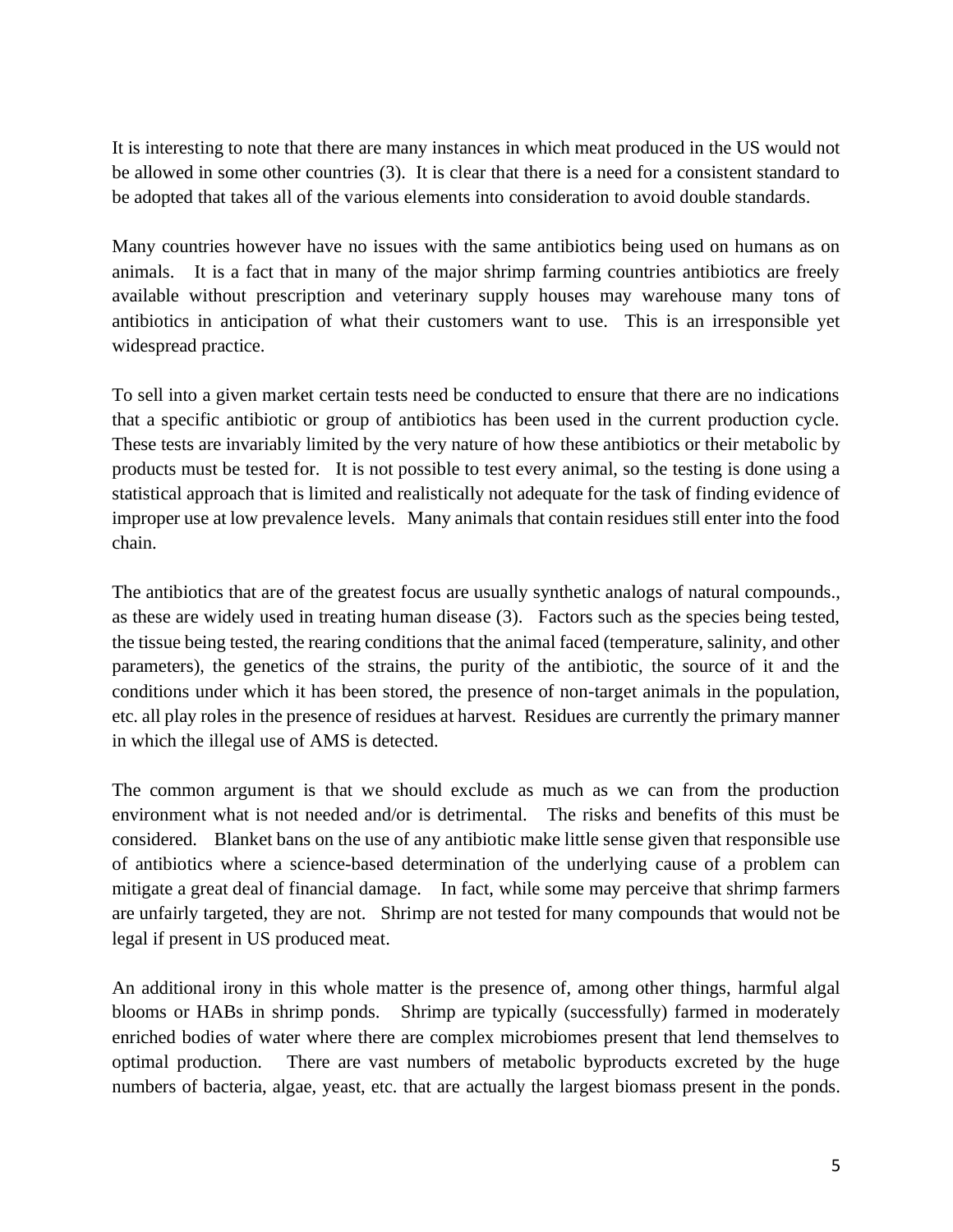It is interesting to note that there are many instances in which meat produced in the US would not be allowed in some other countries (3). It is clear that there is a need for a consistent standard to be adopted that takes all of the various elements into consideration to avoid double standards.

Many countries however have no issues with the same antibiotics being used on humans as on animals. It is a fact that in many of the major shrimp farming countries antibiotics are freely available without prescription and veterinary supply houses may warehouse many tons of antibiotics in anticipation of what their customers want to use. This is an irresponsible yet widespread practice.

To sell into a given market certain tests need be conducted to ensure that there are no indications that a specific antibiotic or group of antibiotics has been used in the current production cycle. These tests are invariably limited by the very nature of how these antibiotics or their metabolic by products must be tested for. It is not possible to test every animal, so the testing is done using a statistical approach that is limited and realistically not adequate for the task of finding evidence of improper use at low prevalence levels. Many animals that contain residues still enter into the food chain.

The antibiotics that are of the greatest focus are usually synthetic analogs of natural compounds., as these are widely used in treating human disease (3). Factors such as the species being tested, the tissue being tested, the rearing conditions that the animal faced (temperature, salinity, and other parameters), the genetics of the strains, the purity of the antibiotic, the source of it and the conditions under which it has been stored, the presence of non-target animals in the population, etc. all play roles in the presence of residues at harvest. Residues are currently the primary manner in which the illegal use of AMS is detected.

The common argument is that we should exclude as much as we can from the production environment what is not needed and/or is detrimental. The risks and benefits of this must be considered. Blanket bans on the use of any antibiotic make little sense given that responsible use of antibiotics where a science-based determination of the underlying cause of a problem can mitigate a great deal of financial damage. In fact, while some may perceive that shrimp farmers are unfairly targeted, they are not. Shrimp are not tested for many compounds that would not be legal if present in US produced meat.

An additional irony in this whole matter is the presence of, among other things, harmful algal blooms or HABs in shrimp ponds. Shrimp are typically (successfully) farmed in moderately enriched bodies of water where there are complex microbiomes present that lend themselves to optimal production. There are vast numbers of metabolic byproducts excreted by the huge numbers of bacteria, algae, yeast, etc. that are actually the largest biomass present in the ponds.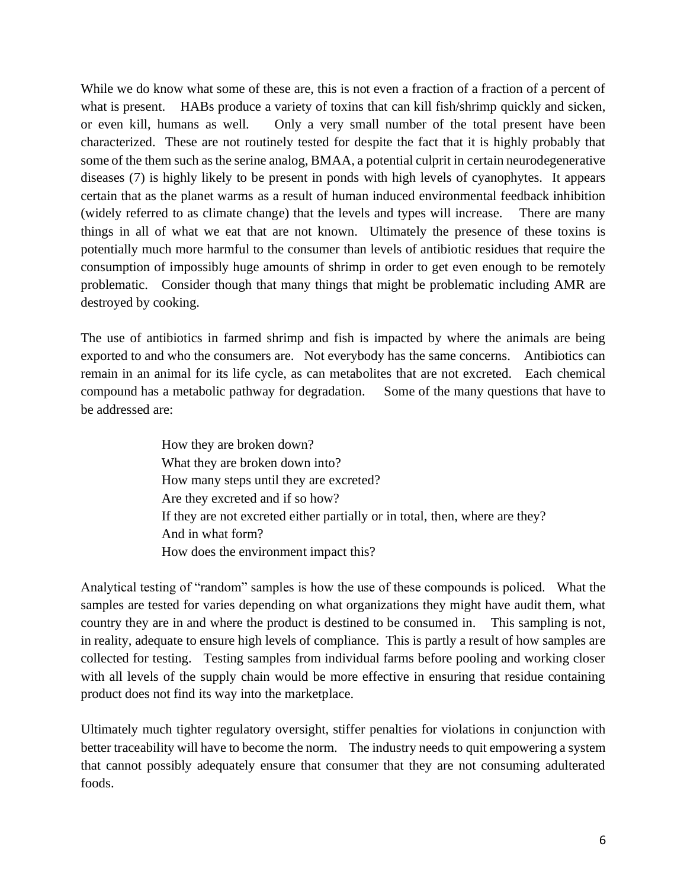While we do know what some of these are, this is not even a fraction of a fraction of a percent of what is present. HABs produce a variety of toxins that can kill fish/shrimp quickly and sicken, or even kill, humans as well. Only a very small number of the total present have been characterized. These are not routinely tested for despite the fact that it is highly probably that some of the them such as the serine analog, BMAA, a potential culprit in certain neurodegenerative diseases (7) is highly likely to be present in ponds with high levels of cyanophytes. It appears certain that as the planet warms as a result of human induced environmental feedback inhibition (widely referred to as climate change) that the levels and types will increase. There are many things in all of what we eat that are not known. Ultimately the presence of these toxins is potentially much more harmful to the consumer than levels of antibiotic residues that require the consumption of impossibly huge amounts of shrimp in order to get even enough to be remotely problematic. Consider though that many things that might be problematic including AMR are destroyed by cooking.

The use of antibiotics in farmed shrimp and fish is impacted by where the animals are being exported to and who the consumers are. Not everybody has the same concerns. Antibiotics can remain in an animal for its life cycle, as can metabolites that are not excreted. Each chemical compound has a metabolic pathway for degradation. Some of the many questions that have to be addressed are:

> How they are broken down?
> What they are broken down into?
> How many steps until they are excreted?
> Are they excreted and if so how?
> If they are not excreted either partially or in total, then, where are they?
> And in what form?
> How does the environment impact this?

Analytical testing of "random" samples is how the use of these compounds is policed. What the samples are tested for varies depending on what organizations they might have audit them, what country they are in and where the product is destined to be consumed in. This sampling is not, in reality, adequate to ensure high levels of compliance. This is partly a result of how samples are collected for testing. Testing samples from individual farms before pooling and working closer with all levels of the supply chain would be more effective in ensuring that residue containing product does not find its way into the marketplace.

Ultimately much tighter regulatory oversight, stiffer penalties for violations in conjunction with better traceability will have to become the norm. The industry needs to quit empowering a system that cannot possibly adequately ensure that consumer that they are not consuming adulterated foods.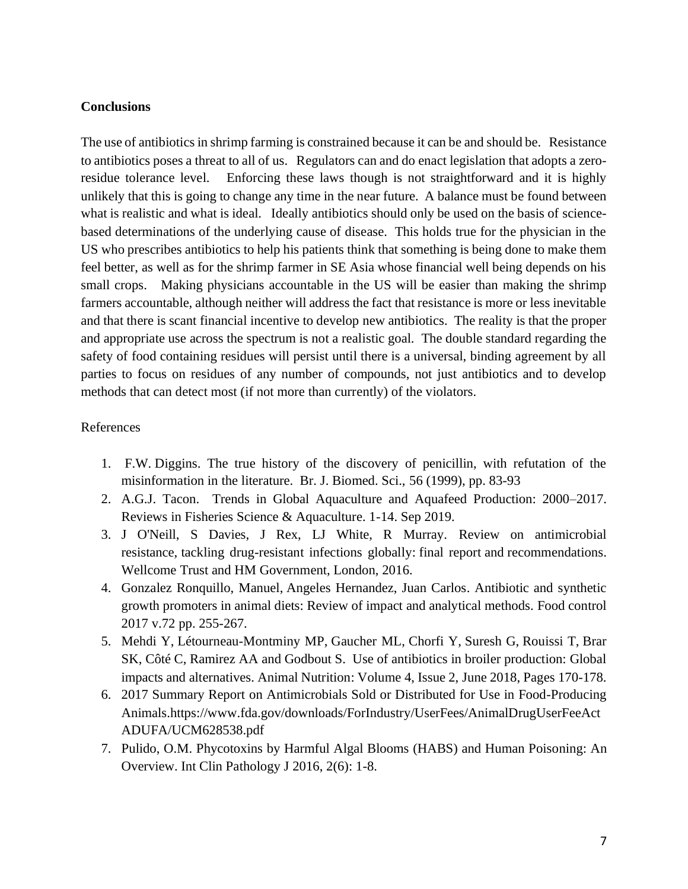## Conclusions

The use of antibiotics in shrimp farming is constrained because it can be and should be. Resistance to antibiotics poses a threat to all of us. Regulators can and do enact legislation that adopts a zero-residue tolerance level. Enforcing these laws though is not straightforward and it is highly unlikely that this is going to change any time in the near future. A balance must be found between what is realistic and what is ideal. Ideally antibiotics should only be used on the basis of science-based determinations of the underlying cause of disease. This holds true for the physician in the US who prescribes antibiotics to help his patients think that something is being done to make them feel better, as well as for the shrimp farmer in SE Asia whose financial well being depends on his small crops. Making physicians accountable in the US will be easier than making the shrimp farmers accountable, although neither will address the fact that resistance is more or less inevitable and that there is scant financial incentive to develop new antibiotics. The reality is that the proper and appropriate use across the spectrum is not a realistic goal. The double standard regarding the safety of food containing residues will persist until there is a universal, binding agreement by all parties to focus on residues of any number of compounds, not just antibiotics and to develop methods that can detect most (if not more than currently) of the violators.

References

1. F.W. Diggins. The true history of the discovery of penicillin, with refutation of the misinformation in the literature. Br. J. Biomed. Sci., 56 (1999), pp. 83-93
2. A.G.J. Tacon. Trends in Global Aquaculture and Aquafeed Production: 2000–2017. Reviews in Fisheries Science & Aquaculture. 1-14. Sep 2019.
3. J O'Neill, S Davies, J Rex, LJ White, R Murray. Review on antimicrobial resistance, tackling drug-resistant infections globally: final report and recommendations. Wellcome Trust and HM Government, London, 2016.
4. Gonzalez Ronquillo, Manuel, Angeles Hernandez, Juan Carlos. Antibiotic and synthetic growth promoters in animal diets: Review of impact and analytical methods. Food control 2017 v.72 pp. 255-267.
5. Mehdi Y, Létourneau-Montminy MP, Gaucher ML, Chorfi Y, Suresh G, Rouissi T, Brar SK, Côté C, Ramirez AA and Godbout S. Use of antibiotics in broiler production: Global impacts and alternatives. Animal Nutrition: Volume 4, Issue 2, June 2018, Pages 170-178.
6. 2017 Summary Report on Antimicrobials Sold or Distributed for Use in Food-Producing Animals.https://www.fda.gov/downloads/ForIndustry/UserFees/AnimalDrugUserFeeAct ADUFA/UCM628538.pdf
7. Pulido, O.M. Phycotoxins by Harmful Algal Blooms (HABS) and Human Poisoning: An Overview. Int Clin Pathology J 2016, 2(6): 1-8.